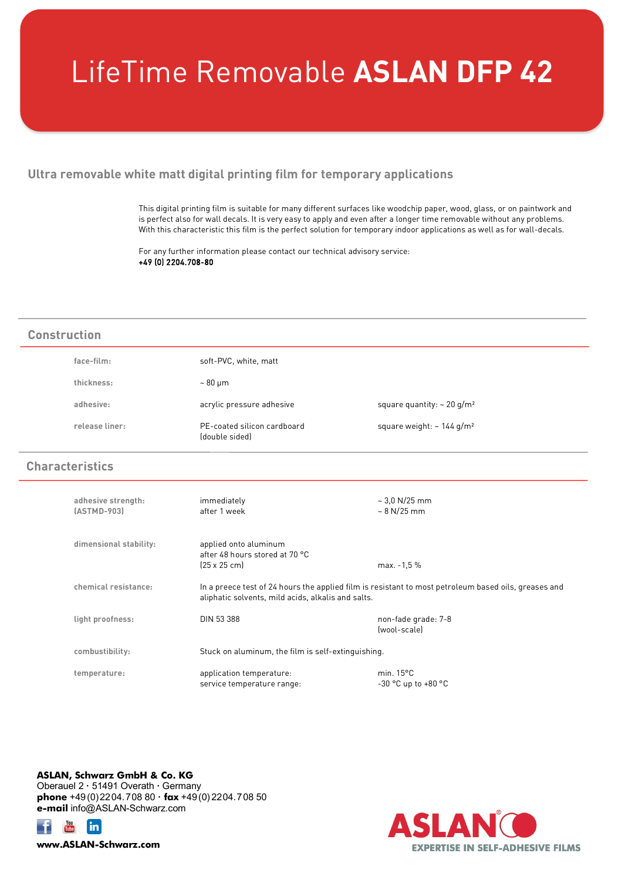# LifeTime Removable **ASLAN DFP 42**

## Ultra removable white matt digital printing film for temporary applications

This digital printing film is suitable for many different surfaces like woodchip paper, wood, glass, or on paintwork and is perfect also for wall decals. It is very easy to apply and even after a longer time removable without any problems. With this characteristic this film is the perfect solution for temporary indoor applications as well as for wall-decals.

For any further information please contact our technical advisory service:
**+49 (0) 2204.708-80**

## Construction

| | | |
|---|---|---|
| face-film: | soft-PVC, white, matt | |
| thickness: | ~ 80 µm | |
| adhesive: | acrylic pressure adhesive | square quantity: ~ 20 g/m² |
| release liner: | PE-coated silicon cardboard (double sided) | square weight: ~ 144 g/m² |

## Characteristics

| | | |
|---|---|---|
| adhesive strength: (ASTMD-903) | immediately<br>after 1 week | ~ 3,0 N/25 mm<br>~ 8 N/25 mm |
| dimensional stability: | applied onto aluminum<br>after 48 hours stored at 70 °C<br>(25 x 25 cm) | max. -1,5 % |
| chemical resistance: | In a preece test of 24 hours the applied film is resistant to most petroleum based oils, greases and aliphatic solvents, mild acids, alkalis and salts. | |
| light proofness: | DIN 53 388 | non-fade grade: 7-8 (wool-scale) |
| combustibility: | Stuck on aluminum, the film is self-extinguishing. | |
| temperature: | application temperature:<br>service temperature range: | min. 15°C<br>-30 °C up to +80 °C |

**ASLAN, Schwarz GmbH & Co. KG**
Oberauel 2 · 51491 Overath · Germany
**phone** +49 (0) 2204. 708 80 · **fax** +49 (0) 2204. 708 50
**e-mail** info@ASLAN-Schwarz.com

**www.ASLAN-Schwarz.com**

ASLAN®
EXPERTISE IN SELF-ADHESIVE FILMS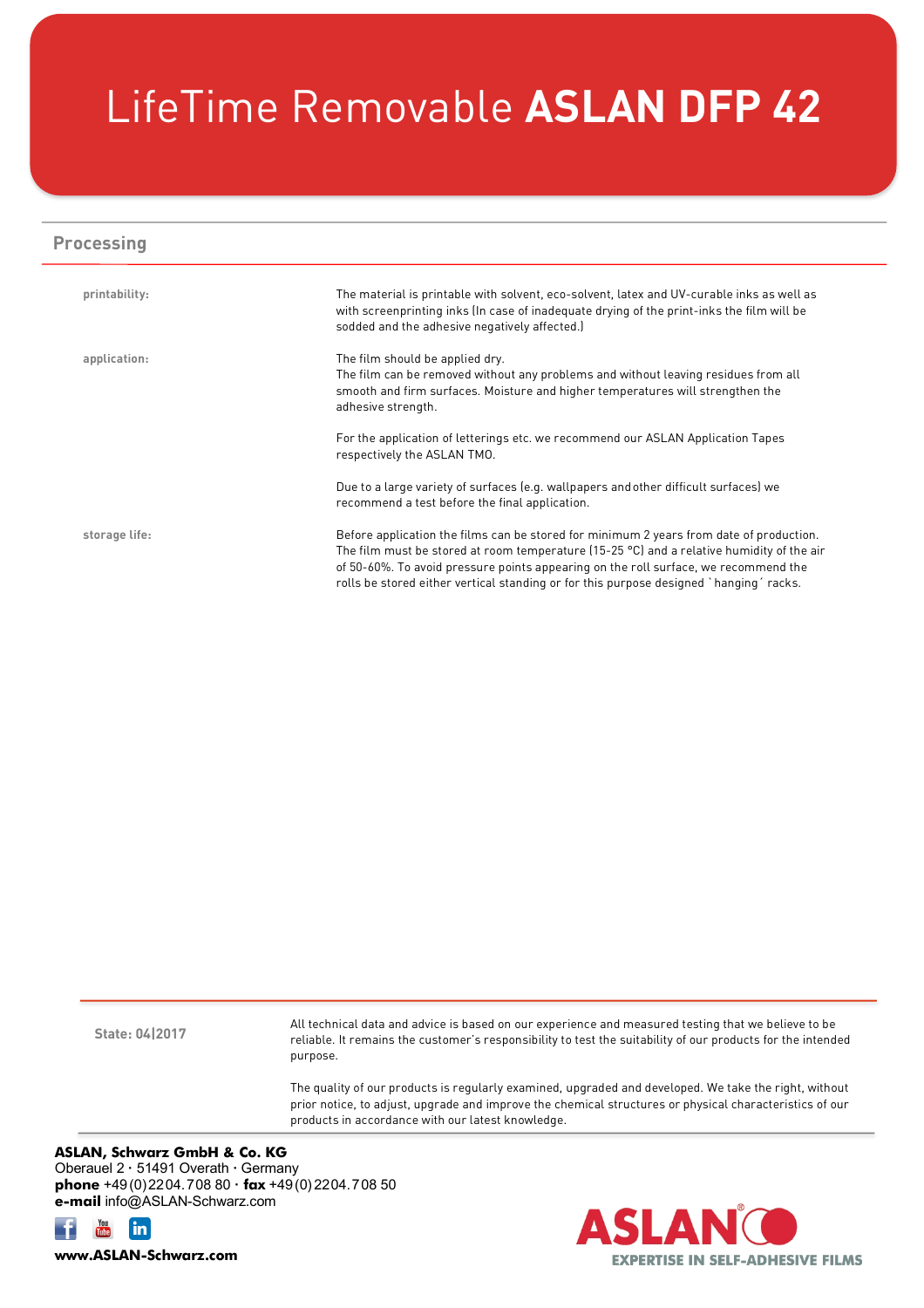# LifeTime Removable **ASLAN DFP 42**

## Processing

| | |
|---|---|
| **printability:** | The material is printable with solvent, eco-solvent, latex and UV-curable inks as well as with screenprinting inks (In case of inadequate drying of the print-inks the film will be sodded and the adhesive negatively affected.) |
| **application:** | The film should be applied dry.<br>The film can be removed without any problems and without leaving residues from all smooth and firm surfaces. Moisture and higher temperatures will strengthen the adhesive strength.<br><br>For the application of letterings etc. we recommend our ASLAN Application Tapes respectively the ASLAN TMO.<br><br>Due to a large variety of surfaces (e.g. wallpapers and other difficult surfaces) we recommend a test before the final application. |
| **storage life:** | Before application the films can be stored for minimum 2 years from date of production. The film must be stored at room temperature (15-25 °C) and a relative humidity of the air of 50-60%. To avoid pressure points appearing on the roll surface, we recommend the rolls be stored either vertical standing or for this purpose designed `hanging´ racks. |

**State: 04|2017**

All technical data and advice is based on our experience and measured testing that we believe to be reliable. It remains the customer's responsibility to test the suitability of our products for the intended purpose.

The quality of our products is regularly examined, upgraded and developed. We take the right, without prior notice, to adjust, upgrade and improve the chemical structures or physical characteristics of our products in accordance with our latest knowledge.

**ASLAN, Schwarz GmbH & Co. KG**
Oberauel 2 · 51491 Overath · Germany
**phone** +49(0)2204.708 80 · **fax** +49(0)2204.708 50
**e-mail** info@ASLAN-Schwarz.com

**www.ASLAN-Schwarz.com**

ASLAN® EXPERTISE IN SELF-ADHESIVE FILMS